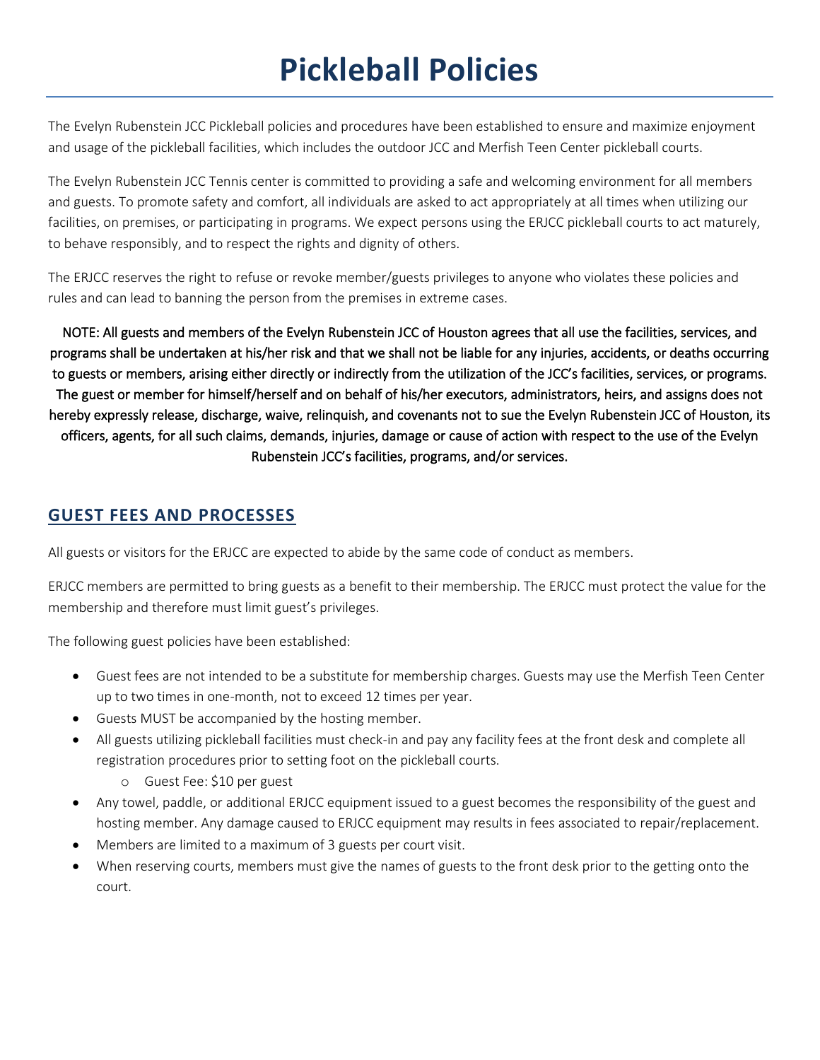# Pickleball Policies

The Evelyn Rubenstein JCC Pickleball policies and procedures have been established to ensure and maximize enjoyment and usage of the pickleball facilities, which includes the outdoor JCC and Merfish Teen Center pickleball courts.

The Evelyn Rubenstein JCC Tennis center is committed to providing a safe and welcoming environment for all members and guests. To promote safety and comfort, all individuals are asked to act appropriately at all times when utilizing our facilities, on premises, or participating in programs. We expect persons using the ERJCC pickleball courts to act maturely, to behave responsibly, and to respect the rights and dignity of others.

The ERJCC reserves the right to refuse or revoke member/guests privileges to anyone who violates these policies and rules and can lead to banning the person from the premises in extreme cases.

NOTE: All guests and members of the Evelyn Rubenstein JCC of Houston agrees that all use the facilities, services, and programs shall be undertaken at his/her risk and that we shall not be liable for any injuries, accidents, or deaths occurring to guests or members, arising either directly or indirectly from the utilization of the JCC's facilities, services, or programs. The guest or member for himself/herself and on behalf of his/her executors, administrators, heirs, and assigns does not hereby expressly release, discharge, waive, relinquish, and covenants not to sue the Evelyn Rubenstein JCC of Houston, its officers, agents, for all such claims, demands, injuries, damage or cause of action with respect to the use of the Evelyn Rubenstein JCC's facilities, programs, and/or services.

## GUEST FEES AND PROCESSES

All guests or visitors for the ERJCC are expected to abide by the same code of conduct as members.

ERJCC members are permitted to bring guests as a benefit to their membership. The ERJCC must protect the value for the membership and therefore must limit guest's privileges.

The following guest policies have been established:

- Guest fees are not intended to be a substitute for membership charges. Guests may use the Merfish Teen Center up to two times in one-month, not to exceed 12 times per year.
- Guests MUST be accompanied by the hosting member.
- All guests utilizing pickleball facilities must check-in and pay any facility fees at the front desk and complete all registration procedures prior to setting foot on the pickleball courts.
  - Guest Fee: $10 per guest
- Any towel, paddle, or additional ERJCC equipment issued to a guest becomes the responsibility of the guest and hosting member. Any damage caused to ERJCC equipment may results in fees associated to repair/replacement.
- Members are limited to a maximum of 3 guests per court visit.
- When reserving courts, members must give the names of guests to the front desk prior to the getting onto the court.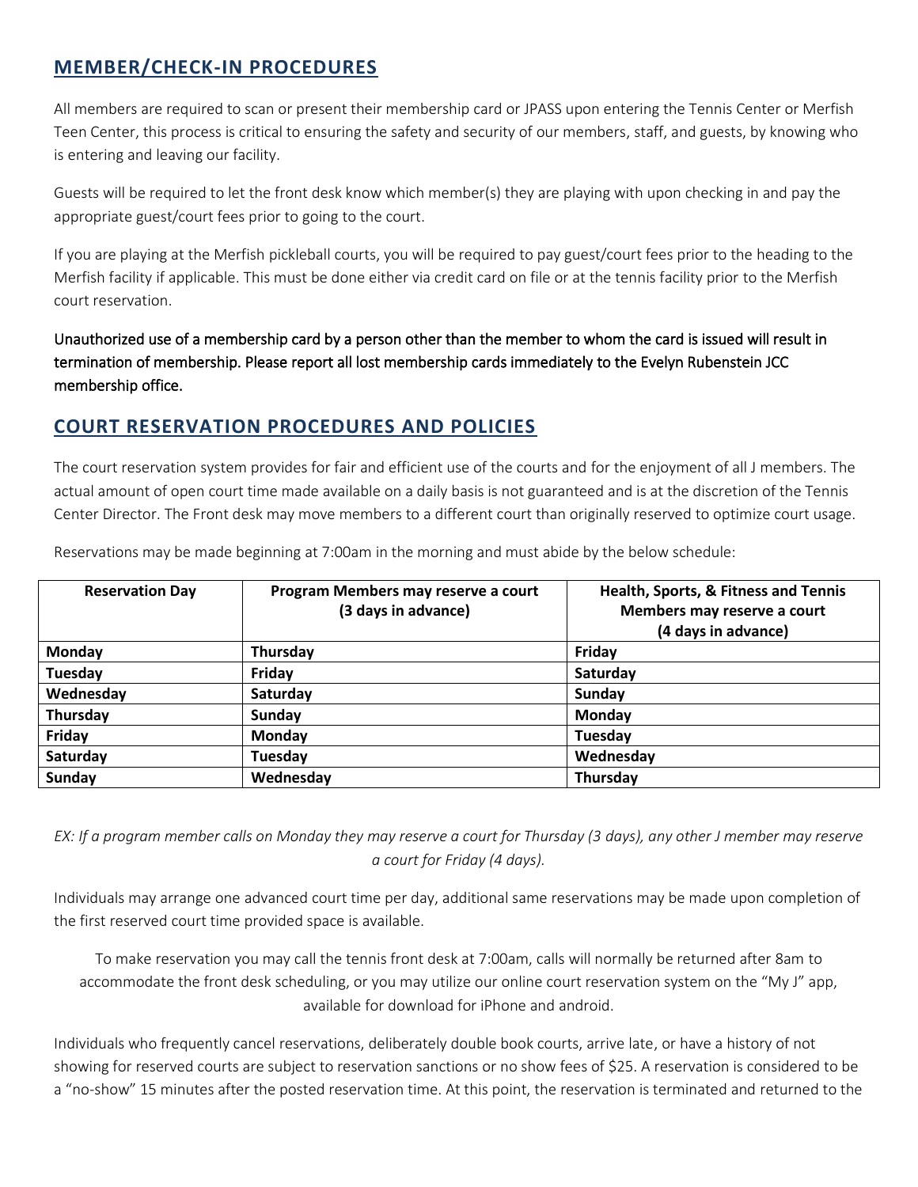## MEMBER/CHECK-IN PROCEDURES

All members are required to scan or present their membership card or JPASS upon entering the Tennis Center or Merfish Teen Center, this process is critical to ensuring the safety and security of our members, staff, and guests, by knowing who is entering and leaving our facility.

Guests will be required to let the front desk know which member(s) they are playing with upon checking in and pay the appropriate guest/court fees prior to going to the court.

If you are playing at the Merfish pickleball courts, you will be required to pay guest/court fees prior to the heading to the Merfish facility if applicable. This must be done either via credit card on file or at the tennis facility prior to the Merfish court reservation.

Unauthorized use of a membership card by a person other than the member to whom the card is issued will result in termination of membership. Please report all lost membership cards immediately to the Evelyn Rubenstein JCC membership office.

## COURT RESERVATION PROCEDURES AND POLICIES

The court reservation system provides for fair and efficient use of the courts and for the enjoyment of all J members. The actual amount of open court time made available on a daily basis is not guaranteed and is at the discretion of the Tennis Center Director. The Front desk may move members to a different court than originally reserved to optimize court usage.

Reservations may be made beginning at 7:00am in the morning and must abide by the below schedule:

| Reservation Day | Program Members may reserve a court (3 days in advance) | Health, Sports, & Fitness and Tennis Members may reserve a court (4 days in advance) |
|---|---|---|
| **Monday** | **Thursday** | **Friday** |
| **Tuesday** | **Friday** | **Saturday** |
| **Wednesday** | **Saturday** | **Sunday** |
| **Thursday** | **Sunday** | **Monday** |
| **Friday** | **Monday** | **Tuesday** |
| **Saturday** | **Tuesday** | **Wednesday** |
| **Sunday** | **Wednesday** | **Thursday** |

*EX: If a program member calls on Monday they may reserve a court for Thursday (3 days), any other J member may reserve a court for Friday (4 days).*

Individuals may arrange one advanced court time per day, additional same reservations may be made upon completion of the first reserved court time provided space is available.

To make reservation you may call the tennis front desk at 7:00am, calls will normally be returned after 8am to accommodate the front desk scheduling, or you may utilize our online court reservation system on the "My J" app, available for download for iPhone and android.

Individuals who frequently cancel reservations, deliberately double book courts, arrive late, or have a history of not showing for reserved courts are subject to reservation sanctions or no show fees of $25. A reservation is considered to be a "no-show" 15 minutes after the posted reservation time. At this point, the reservation is terminated and returned to the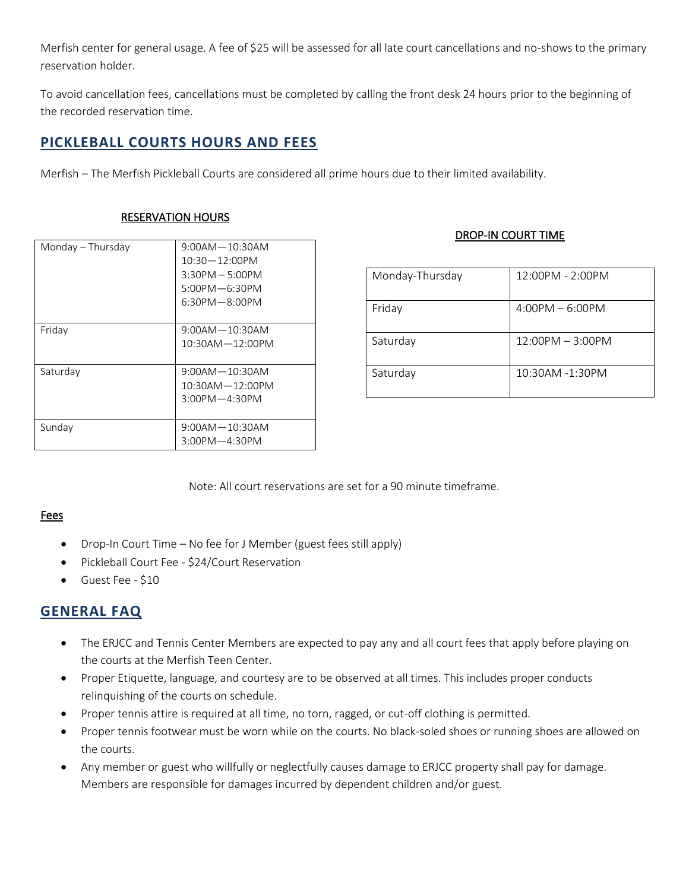Merfish center for general usage. A fee of $25 will be assessed for all late court cancellations and no-shows to the primary reservation holder.

To avoid cancellation fees, cancellations must be completed by calling the front desk 24 hours prior to the beginning of the recorded reservation time.

## PICKLEBALL COURTS HOURS AND FEES

Merfish – The Merfish Pickleball Courts are considered all prime hours due to their limited availability.

RESERVATION HOURS

| | |
|---|---|
| Monday – Thursday | 9:00AM—10:30AM<br>10:30—12:00PM<br>3:30PM – 5:00PM<br>5:00PM—6:30PM<br>6:30PM—8:00PM |
| Friday | 9:00AM—10:30AM<br>10:30AM—12:00PM |
| Saturday | 9:00AM—10:30AM<br>10:30AM—12:00PM<br>3:00PM—4:30PM |
| Sunday | 9:00AM—10:30AM<br>3:00PM—4:30PM |

DROP-IN COURT TIME

| | |
|---|---|
| Monday-Thursday | 12:00PM - 2:00PM |
| Friday | 4:00PM – 6:00PM |
| Saturday | 12:00PM – 3:00PM |
| Saturday | 10:30AM -1:30PM |

Note: All court reservations are set for a 90 minute timeframe.

Fees

- Drop-In Court Time – No fee for J Member (guest fees still apply)
- Pickleball Court Fee - $24/Court Reservation
- Guest Fee - $10

## GENERAL FAQ

- The ERJCC and Tennis Center Members are expected to pay any and all court fees that apply before playing on the courts at the Merfish Teen Center.
- Proper Etiquette, language, and courtesy are to be observed at all times. This includes proper conducts relinquishing of the courts on schedule.
- Proper tennis attire is required at all time, no torn, ragged, or cut-off clothing is permitted.
- Proper tennis footwear must be worn while on the courts. No black-soled shoes or running shoes are allowed on the courts.
- Any member or guest who willfully or neglectfully causes damage to ERJCC property shall pay for damage. Members are responsible for damages incurred by dependent children and/or guest.